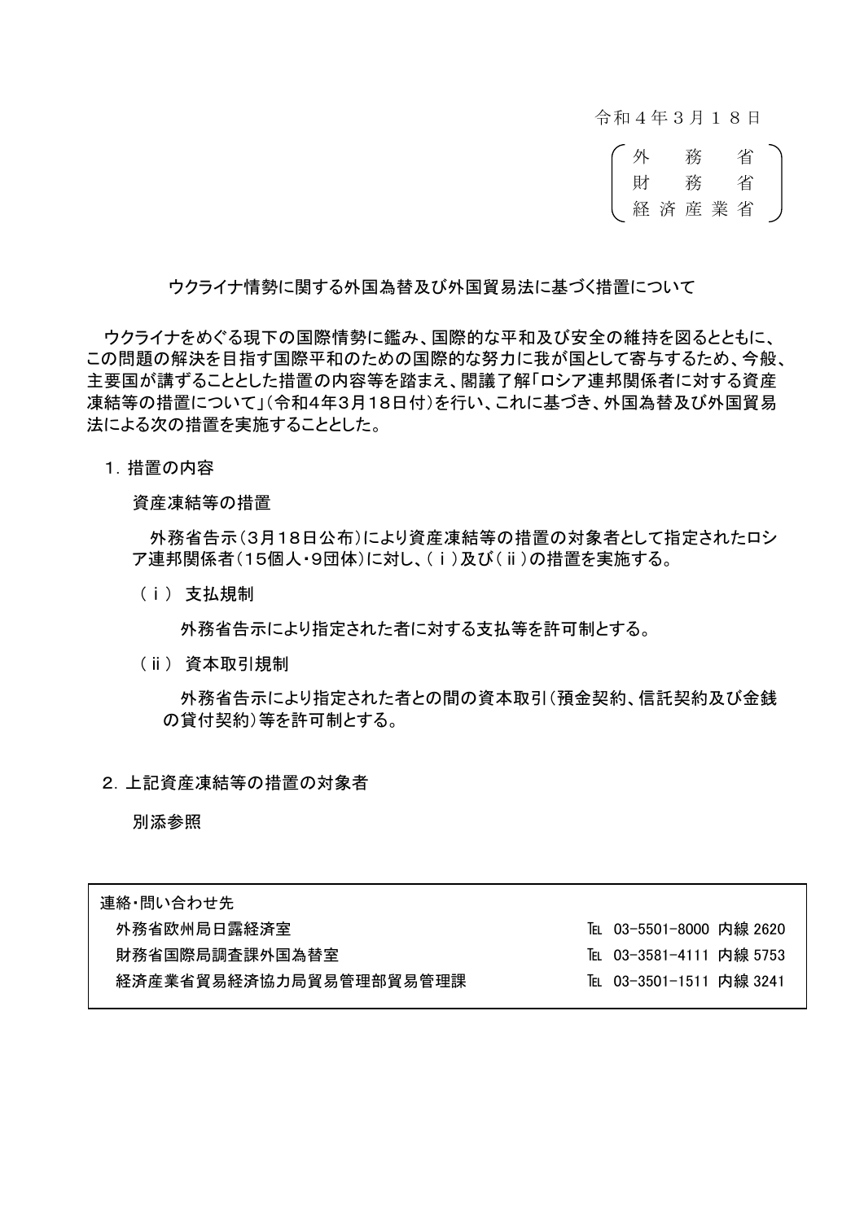令和４年３月１８日

（外務省
財務省
経済産業省）

## ウクライナ情勢に関する外国為替及び外国貿易法に基づく措置について

ウクライナをめぐる現下の国際情勢に鑑み、国際的な平和及び安全の維持を図るとともに、この問題の解決を目指す国際平和のための国際的な努力に我が国として寄与するため、今般、主要国が講ずることとした措置の内容等を踏まえ、閣議了解「ロシア連邦関係者に対する資産凍結等の措置について」(令和4年3月18日付)を行い、これに基づき、外国為替及び外国貿易法による次の措置を実施することとした。

１. 措置の内容

資産凍結等の措置

外務省告示(3月18日公布)により資産凍結等の措置の対象者として指定されたロシア連邦関係者(15個人・9団体)に対し、(ⅰ)及び(ⅱ)の措置を実施する。

（ⅰ） 支払規制

外務省告示により指定された者に対する支払等を許可制とする。

（ⅱ） 資本取引規制

外務省告示により指定された者との間の資本取引(預金契約、信託契約及び金銭の貸付契約)等を許可制とする。

２. 上記資産凍結等の措置の対象者

別添参照

| 連絡・問い合わせ先 | |
|---|---|
| 外務省欧州局日露経済室 | TEL 03-5501-8000 内線 2620 |
| 財務省国際局調査課外国為替室 | TEL 03-3581-4111 内線 5753 |
| 経済産業省貿易経済協力局貿易管理部貿易管理課 | TEL 03-3501-1511 内線 3241 |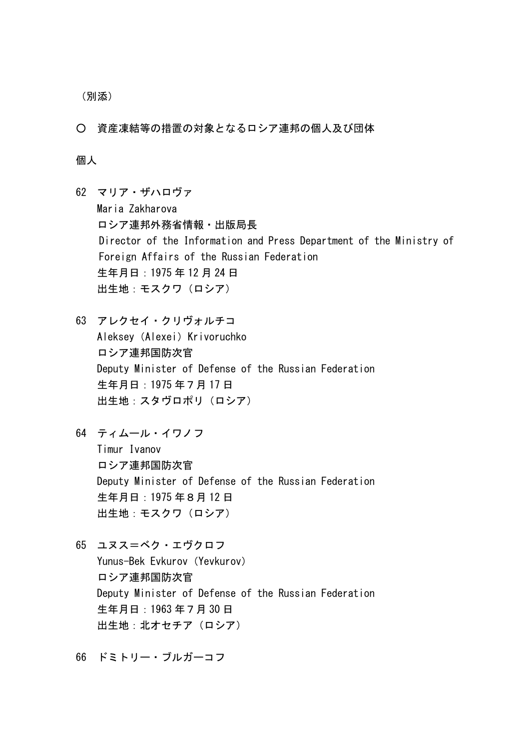（別添）

○　資産凍結等の措置の対象となるロシア連邦の個人及び団体

個人

62　マリア・ザハロヴァ
　　Maria Zakharova
　　ロシア連邦外務省情報・出版局長
　　Director of the Information and Press Department of the Ministry of Foreign Affairs of the Russian Federation
　　生年月日：1975年12月24日
　　出生地：モスクワ（ロシア）

63　アレクセイ・クリヴォルチコ
　　Aleksey（Alexei）Krivoruchko
　　ロシア連邦国防次官
　　Deputy Minister of Defense of the Russian Federation
　　生年月日：1975年7月17日
　　出生地：スタヴロポリ（ロシア）

64　ティムール・イワノフ
　　Timur Ivanov
　　ロシア連邦国防次官
　　Deputy Minister of Defense of the Russian Federation
　　生年月日：1975年8月12日
　　出生地：モスクワ（ロシア）

65　ユヌス＝ベク・エヴクロフ
　　Yunus-Bek Evkurov（Yevkurov）
　　ロシア連邦国防次官
　　Deputy Minister of Defense of the Russian Federation
　　生年月日：1963年7月30日
　　出生地：北オセチア（ロシア）

66　ドミトリー・ブルガーコフ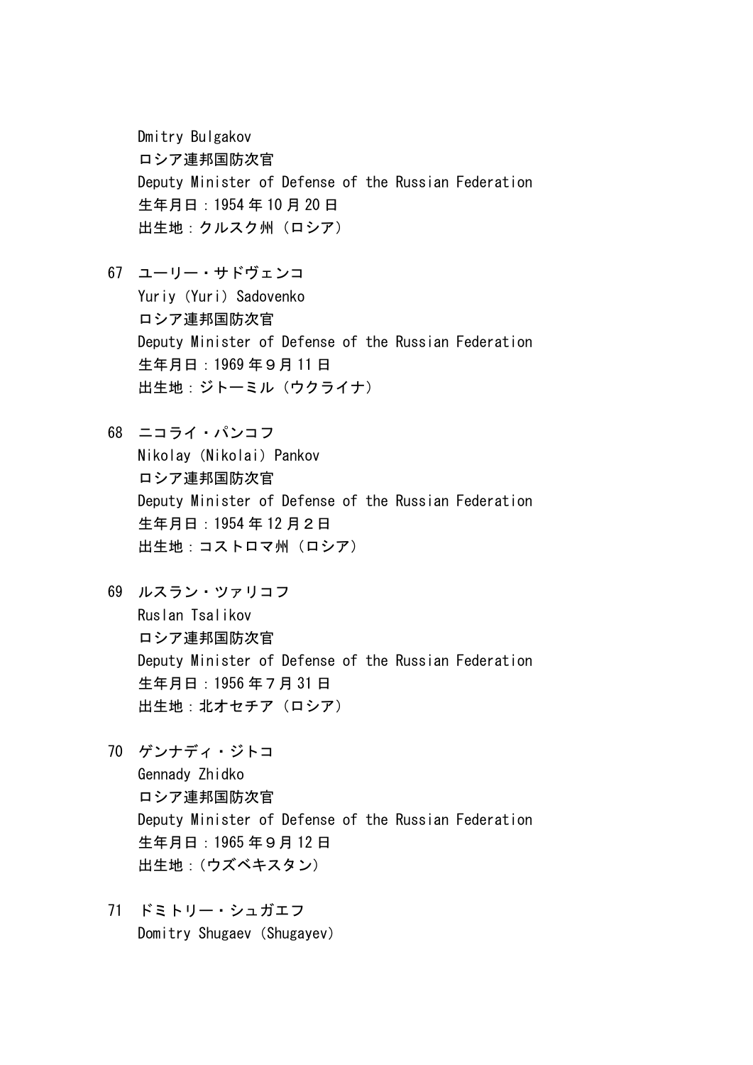Dmitry Bulgakov
ロシア連邦国防次官
Deputy Minister of Defense of the Russian Federation
生年月日：1954 年 10 月 20 日
出生地：クルスク州（ロシア）

67 ユーリー・サドヴェンコ
Yuriy（Yuri）Sadovenko
ロシア連邦国防次官
Deputy Minister of Defense of the Russian Federation
生年月日：1969 年９月 11 日
出生地：ジトーミル（ウクライナ）

68 ニコライ・パンコフ
Nikolay（Nikolai）Pankov
ロシア連邦国防次官
Deputy Minister of Defense of the Russian Federation
生年月日：1954 年 12 月２日
出生地：コストロマ州（ロシア）

69 ルスラン・ツァリコフ
Ruslan Tsalikov
ロシア連邦国防次官
Deputy Minister of Defense of the Russian Federation
生年月日：1956 年７月 31 日
出生地：北オセチア（ロシア）

70 ゲンナディ・ジトコ
Gennady Zhidko
ロシア連邦国防次官
Deputy Minister of Defense of the Russian Federation
生年月日：1965 年９月 12 日
出生地：（ウズベキスタン）

71 ドミトリー・シュガエフ
Domitry Shugaev（Shugayev）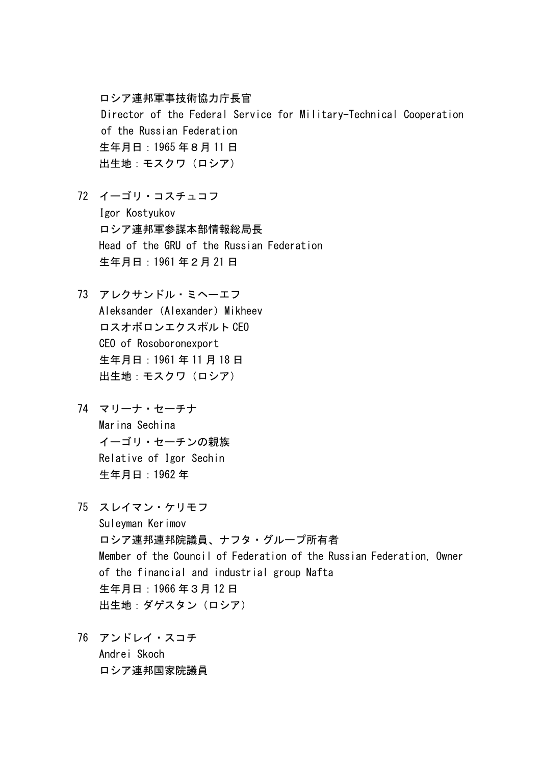ロシア連邦軍事技術協力庁長官
Director of the Federal Service for Military-Technical Cooperation of the Russian Federation
生年月日：1965 年８月 11 日
出生地：モスクワ（ロシア）

72 イーゴリ・コスチュコフ
Igor Kostyukov
ロシア連邦軍参謀本部情報総局長
Head of the GRU of the Russian Federation
生年月日：1961 年２月 21 日

73 アレクサンドル・ミヘーエフ
Aleksander（Alexander）Mikheev
ロスオボロンエクスポルト CEO
CEO of Rosoboronexport
生年月日：1961 年 11 月 18 日
出生地：モスクワ（ロシア）

74 マリーナ・セーチナ
Marina Sechina
イーゴリ・セーチンの親族
Relative of Igor Sechin
生年月日：1962 年

75 スレイマン・ケリモフ
Suleyman Kerimov
ロシア連邦連邦院議員、ナフタ・グループ所有者
Member of the Council of Federation of the Russian Federation, Owner of the financial and industrial group Nafta
生年月日：1966 年３月 12 日
出生地：ダゲスタン（ロシア）

76 アンドレイ・スコチ
Andrei Skoch
ロシア連邦国家院議員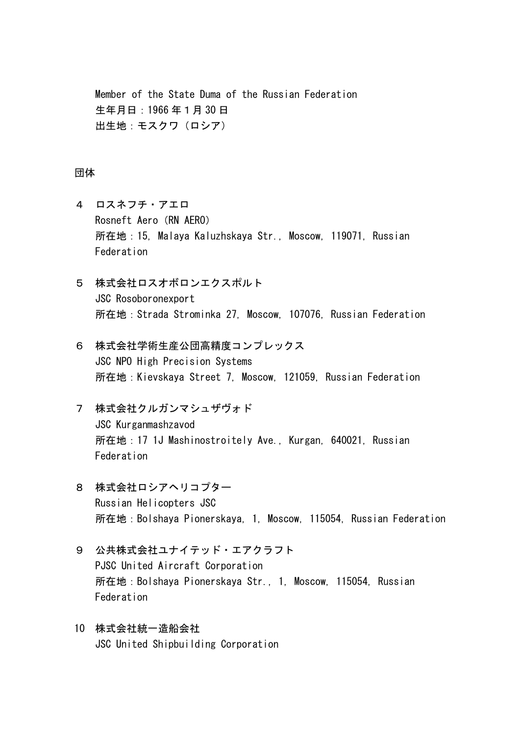Member of the State Duma of the Russian Federation
生年月日：1966 年 1 月 30 日
出生地：モスクワ（ロシア）

団体

４　ロスネフチ・アエロ
Rosneft Aero (RN AERO)
所在地：15, Malaya Kaluzhskaya Str., Moscow, 119071, Russian Federation

５　株式会社ロスオボロンエクスポルト
JSC Rosoboronexport
所在地：Strada Strominka 27, Moscow, 107076, Russian Federation

６　株式会社学術生産公団高精度コンプレックス
JSC NPO High Precision Systems
所在地：Kievskaya Street 7, Moscow, 121059, Russian Federation

７　株式会社クルガンマシュザヴォド
JSC Kurganmashzavod
所在地：17 1J Mashinostroitely Ave., Kurgan, 640021, Russian Federation

８　株式会社ロシアヘリコプター
Russian Helicopters JSC
所在地：Bolshaya Pionerskaya, 1, Moscow, 115054, Russian Federation

９　公共株式会社ユナイテッド・エアクラフト
PJSC United Aircraft Corporation
所在地：Bolshaya Pionerskaya Str., 1, Moscow, 115054, Russian Federation

10　株式会社統一造船会社
JSC United Shipbuilding Corporation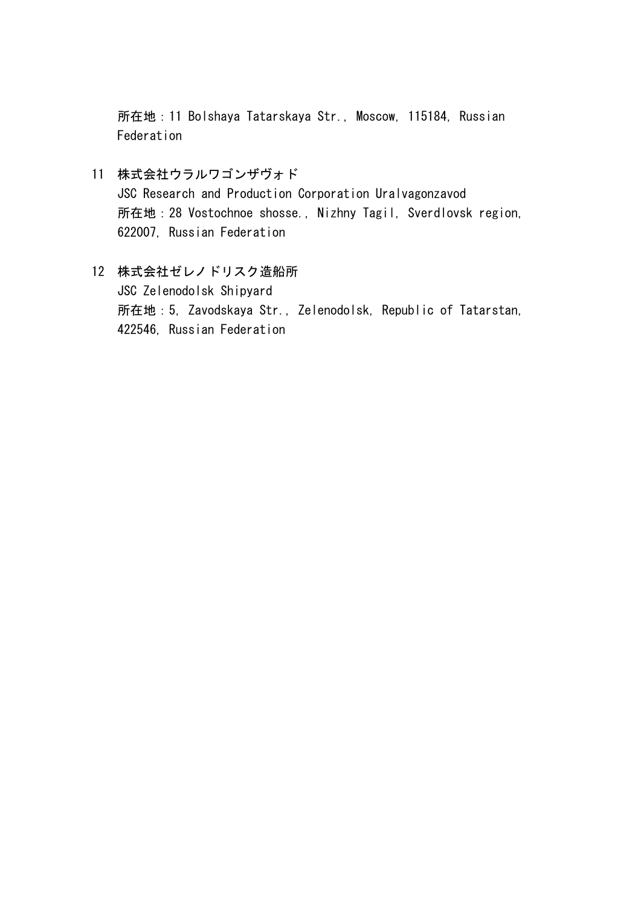所在地：11 Bolshaya Tatarskaya Str., Moscow, 115184, Russian Federation

11 株式会社ウラルワゴンザヴォド
JSC Research and Production Corporation Uralvagonzavod
所在地：28 Vostochnoe shosse., Nizhny Tagil, Sverdlovsk region, 622007, Russian Federation

12 株式会社ゼレノドリスク造船所
JSC Zelenodolsk Shipyard
所在地：5, Zavodskaya Str., Zelenodolsk, Republic of Tatarstan, 422546, Russian Federation